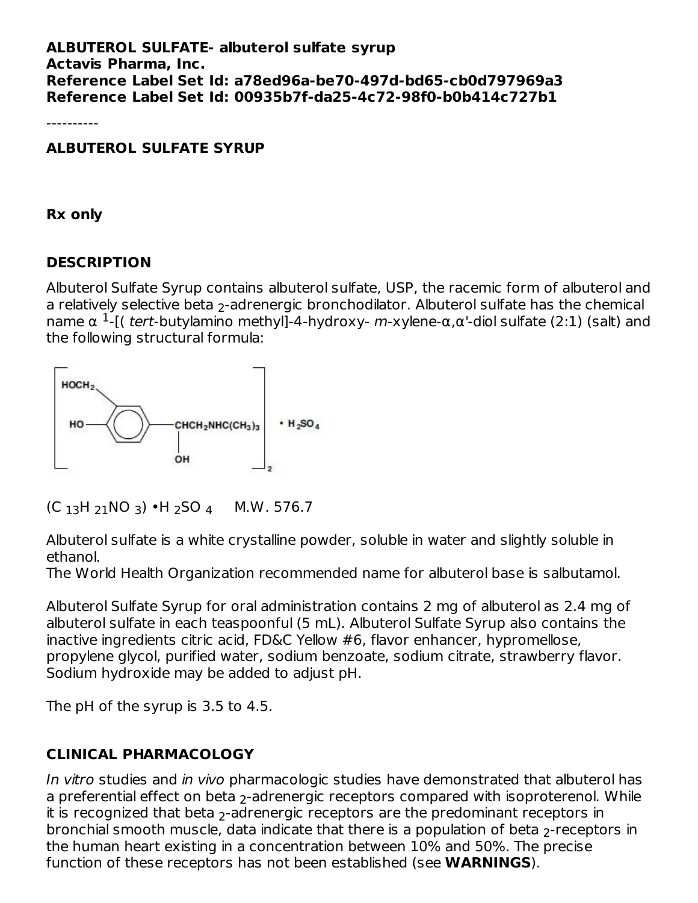**ALBUTEROL SULFATE- albuterol sulfate syrup**
**Actavis Pharma, Inc.**
**Reference Label Set Id: a78ed96a-be70-497d-bd65-cb0d797969a3**
**Reference Label Set Id: 00935b7f-da25-4c72-98f0-b0b414c727b1**

----------

## ALBUTEROL SULFATE SYRUP

**Rx only**

## DESCRIPTION

Albuterol Sulfate Syrup contains albuterol sulfate, USP, the racemic form of albuterol and a relatively selective beta $_2$-adrenergic bronchodilator. Albuterol sulfate has the chemical name α $^1$-[( *tert*-butylamino methyl]-4-hydroxy- *m*-xylene-α,α'-diol sulfate (2:1) (salt) and the following structural formula:

$(C_{13}H_{21}NO_3) \cdot H_2SO_4$ M.W. 576.7

Albuterol sulfate is a white crystalline powder, soluble in water and slightly soluble in ethanol.
The World Health Organization recommended name for albuterol base is salbutamol.

Albuterol Sulfate Syrup for oral administration contains 2 mg of albuterol as 2.4 mg of albuterol sulfate in each teaspoonful (5 mL). Albuterol Sulfate Syrup also contains the inactive ingredients citric acid, FD&C Yellow #6, flavor enhancer, hypromellose, propylene glycol, purified water, sodium benzoate, sodium citrate, strawberry flavor. Sodium hydroxide may be added to adjust pH.

The pH of the syrup is 3.5 to 4.5.

## CLINICAL PHARMACOLOGY

*In vitro* studies and *in vivo* pharmacologic studies have demonstrated that albuterol has a preferential effect on beta $_2$-adrenergic receptors compared with isoproterenol. While it is recognized that beta $_2$-adrenergic receptors are the predominant receptors in bronchial smooth muscle, data indicate that there is a population of beta $_2$-receptors in the human heart existing in a concentration between 10% and 50%. The precise function of these receptors has not been established (see **WARNINGS**).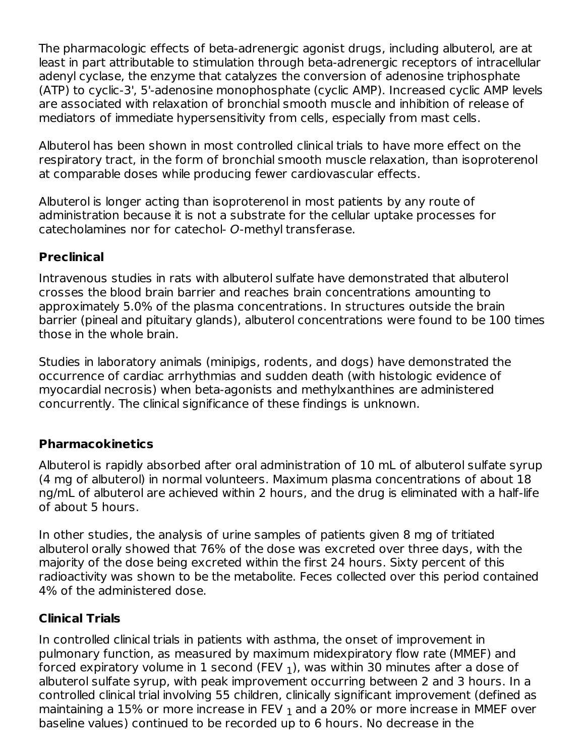The pharmacologic effects of beta-adrenergic agonist drugs, including albuterol, are at least in part attributable to stimulation through beta-adrenergic receptors of intracellular adenyl cyclase, the enzyme that catalyzes the conversion of adenosine triphosphate (ATP) to cyclic-3', 5'-adenosine monophosphate (cyclic AMP). Increased cyclic AMP levels are associated with relaxation of bronchial smooth muscle and inhibition of release of mediators of immediate hypersensitivity from cells, especially from mast cells.

Albuterol has been shown in most controlled clinical trials to have more effect on the respiratory tract, in the form of bronchial smooth muscle relaxation, than isoproterenol at comparable doses while producing fewer cardiovascular effects.

Albuterol is longer acting than isoproterenol in most patients by any route of administration because it is not a substrate for the cellular uptake processes for catecholamines nor for catechol- *O*-methyl transferase.

## Preclinical

Intravenous studies in rats with albuterol sulfate have demonstrated that albuterol crosses the blood brain barrier and reaches brain concentrations amounting to approximately 5.0% of the plasma concentrations. In structures outside the brain barrier (pineal and pituitary glands), albuterol concentrations were found to be 100 times those in the whole brain.

Studies in laboratory animals (minipigs, rodents, and dogs) have demonstrated the occurrence of cardiac arrhythmias and sudden death (with histologic evidence of myocardial necrosis) when beta-agonists and methylxanthines are administered concurrently. The clinical significance of these findings is unknown.

## Pharmacokinetics

Albuterol is rapidly absorbed after oral administration of 10 mL of albuterol sulfate syrup (4 mg of albuterol) in normal volunteers. Maximum plasma concentrations of about 18 ng/mL of albuterol are achieved within 2 hours, and the drug is eliminated with a half-life of about 5 hours.

In other studies, the analysis of urine samples of patients given 8 mg of tritiated albuterol orally showed that 76% of the dose was excreted over three days, with the majority of the dose being excreted within the first 24 hours. Sixty percent of this radioactivity was shown to be the metabolite. Feces collected over this period contained 4% of the administered dose.

## Clinical Trials

In controlled clinical trials in patients with asthma, the onset of improvement in pulmonary function, as measured by maximum midexpiratory flow rate (MMEF) and forced expiratory volume in 1 second ($FEV_1$), was within 30 minutes after a dose of albuterol sulfate syrup, with peak improvement occurring between 2 and 3 hours. In a controlled clinical trial involving 55 children, clinically significant improvement (defined as maintaining a 15% or more increase in $FEV_1$ and a 20% or more increase in MMEF over baseline values) continued to be recorded up to 6 hours. No decrease in the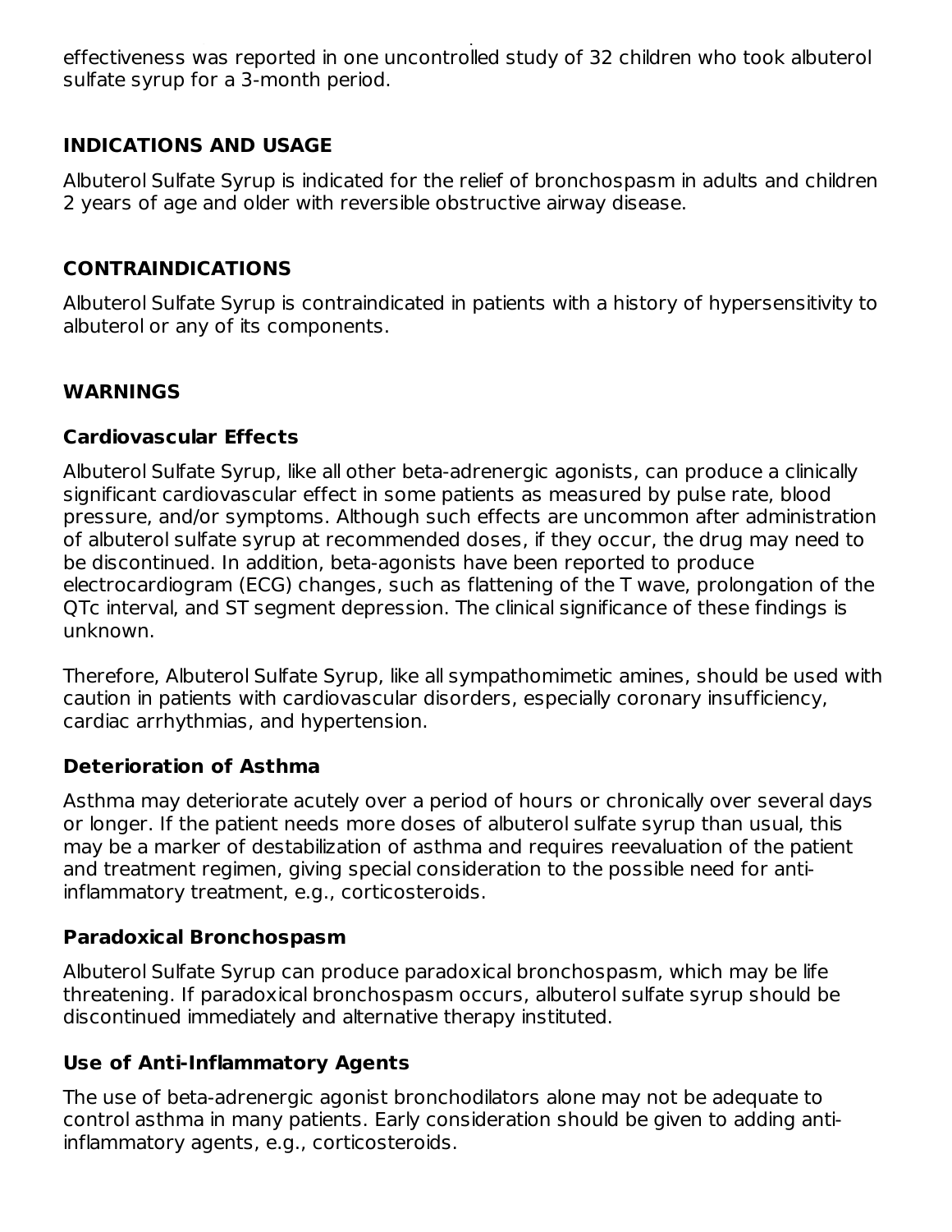effectiveness was reported in one uncontrolled study of 32 children who took albuterol sulfate syrup for a 3-month period.

## INDICATIONS AND USAGE

Albuterol Sulfate Syrup is indicated for the relief of bronchospasm in adults and children 2 years of age and older with reversible obstructive airway disease.

## CONTRAINDICATIONS

Albuterol Sulfate Syrup is contraindicated in patients with a history of hypersensitivity to albuterol or any of its components.

## WARNINGS

### Cardiovascular Effects

Albuterol Sulfate Syrup, like all other beta-adrenergic agonists, can produce a clinically significant cardiovascular effect in some patients as measured by pulse rate, blood pressure, and/or symptoms. Although such effects are uncommon after administration of albuterol sulfate syrup at recommended doses, if they occur, the drug may need to be discontinued. In addition, beta-agonists have been reported to produce electrocardiogram (ECG) changes, such as flattening of the T wave, prolongation of the QTc interval, and ST segment depression. The clinical significance of these findings is unknown.

Therefore, Albuterol Sulfate Syrup, like all sympathomimetic amines, should be used with caution in patients with cardiovascular disorders, especially coronary insufficiency, cardiac arrhythmias, and hypertension.

### Deterioration of Asthma

Asthma may deteriorate acutely over a period of hours or chronically over several days or longer. If the patient needs more doses of albuterol sulfate syrup than usual, this may be a marker of destabilization of asthma and requires reevaluation of the patient and treatment regimen, giving special consideration to the possible need for anti-inflammatory treatment, e.g., corticosteroids.

### Paradoxical Bronchospasm

Albuterol Sulfate Syrup can produce paradoxical bronchospasm, which may be life threatening. If paradoxical bronchospasm occurs, albuterol sulfate syrup should be discontinued immediately and alternative therapy instituted.

### Use of Anti-Inflammatory Agents

The use of beta-adrenergic agonist bronchodilators alone may not be adequate to control asthma in many patients. Early consideration should be given to adding anti-inflammatory agents, e.g., corticosteroids.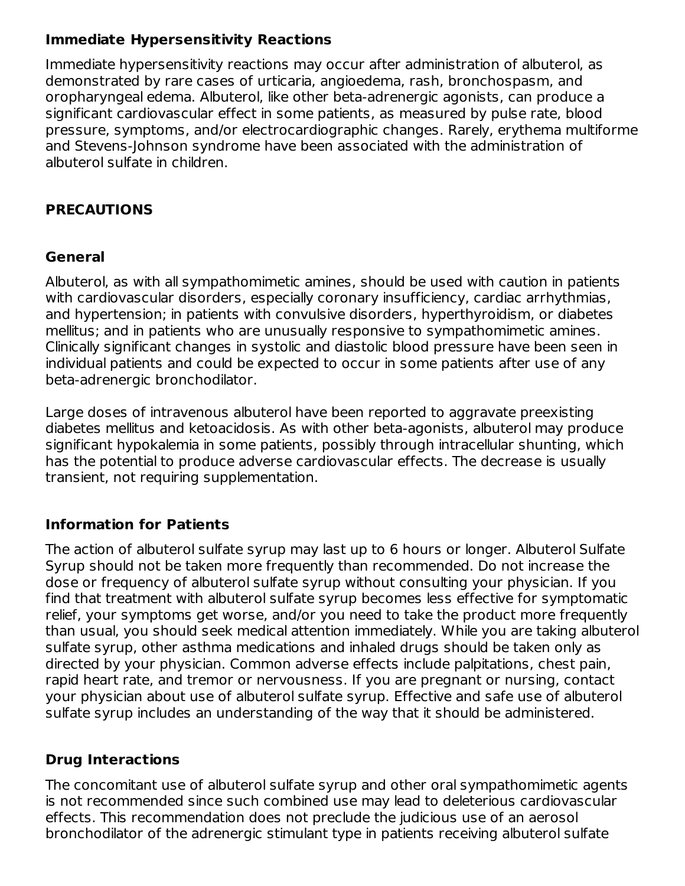### Immediate Hypersensitivity Reactions

Immediate hypersensitivity reactions may occur after administration of albuterol, as demonstrated by rare cases of urticaria, angioedema, rash, bronchospasm, and oropharyngeal edema. Albuterol, like other beta-adrenergic agonists, can produce a significant cardiovascular effect in some patients, as measured by pulse rate, blood pressure, symptoms, and/or electrocardiographic changes. Rarely, erythema multiforme and Stevens-Johnson syndrome have been associated with the administration of albuterol sulfate in children.

## PRECAUTIONS

### General

Albuterol, as with all sympathomimetic amines, should be used with caution in patients with cardiovascular disorders, especially coronary insufficiency, cardiac arrhythmias, and hypertension; in patients with convulsive disorders, hyperthyroidism, or diabetes mellitus; and in patients who are unusually responsive to sympathomimetic amines. Clinically significant changes in systolic and diastolic blood pressure have been seen in individual patients and could be expected to occur in some patients after use of any beta-adrenergic bronchodilator.

Large doses of intravenous albuterol have been reported to aggravate preexisting diabetes mellitus and ketoacidosis. As with other beta-agonists, albuterol may produce significant hypokalemia in some patients, possibly through intracellular shunting, which has the potential to produce adverse cardiovascular effects. The decrease is usually transient, not requiring supplementation.

### Information for Patients

The action of albuterol sulfate syrup may last up to 6 hours or longer. Albuterol Sulfate Syrup should not be taken more frequently than recommended. Do not increase the dose or frequency of albuterol sulfate syrup without consulting your physician. If you find that treatment with albuterol sulfate syrup becomes less effective for symptomatic relief, your symptoms get worse, and/or you need to take the product more frequently than usual, you should seek medical attention immediately. While you are taking albuterol sulfate syrup, other asthma medications and inhaled drugs should be taken only as directed by your physician. Common adverse effects include palpitations, chest pain, rapid heart rate, and tremor or nervousness. If you are pregnant or nursing, contact your physician about use of albuterol sulfate syrup. Effective and safe use of albuterol sulfate syrup includes an understanding of the way that it should be administered.

### Drug Interactions

The concomitant use of albuterol sulfate syrup and other oral sympathomimetic agents is not recommended since such combined use may lead to deleterious cardiovascular effects. This recommendation does not preclude the judicious use of an aerosol bronchodilator of the adrenergic stimulant type in patients receiving albuterol sulfate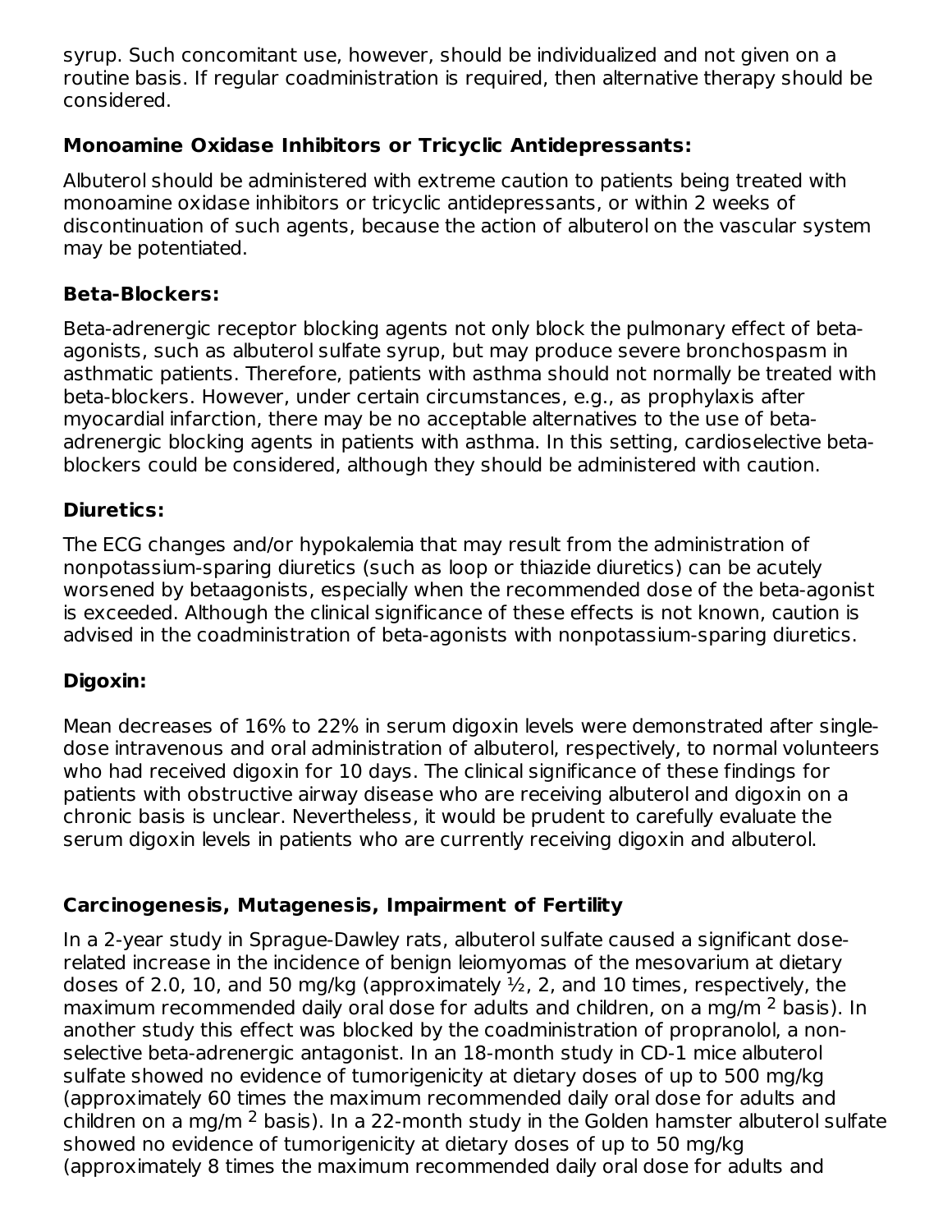syrup. Such concomitant use, however, should be individualized and not given on a routine basis. If regular coadministration is required, then alternative therapy should be considered.

**Monoamine Oxidase Inhibitors or Tricyclic Antidepressants:**

Albuterol should be administered with extreme caution to patients being treated with monoamine oxidase inhibitors or tricyclic antidepressants, or within 2 weeks of discontinuation of such agents, because the action of albuterol on the vascular system may be potentiated.

**Beta-Blockers:**

Beta-adrenergic receptor blocking agents not only block the pulmonary effect of beta-agonists, such as albuterol sulfate syrup, but may produce severe bronchospasm in asthmatic patients. Therefore, patients with asthma should not normally be treated with beta-blockers. However, under certain circumstances, e.g., as prophylaxis after myocardial infarction, there may be no acceptable alternatives to the use of beta-adrenergic blocking agents in patients with asthma. In this setting, cardioselective beta-blockers could be considered, although they should be administered with caution.

**Diuretics:**

The ECG changes and/or hypokalemia that may result from the administration of nonpotassium-sparing diuretics (such as loop or thiazide diuretics) can be acutely worsened by betaagonists, especially when the recommended dose of the beta-agonist is exceeded. Although the clinical significance of these effects is not known, caution is advised in the coadministration of beta-agonists with nonpotassium-sparing diuretics.

**Digoxin:**

Mean decreases of 16% to 22% in serum digoxin levels were demonstrated after single-dose intravenous and oral administration of albuterol, respectively, to normal volunteers who had received digoxin for 10 days. The clinical significance of these findings for patients with obstructive airway disease who are receiving albuterol and digoxin on a chronic basis is unclear. Nevertheless, it would be prudent to carefully evaluate the serum digoxin levels in patients who are currently receiving digoxin and albuterol.

### Carcinogenesis, Mutagenesis, Impairment of Fertility

In a 2-year study in Sprague-Dawley rats, albuterol sulfate caused a significant dose-related increase in the incidence of benign leiomyomas of the mesovarium at dietary doses of 2.0, 10, and 50 mg/kg (approximately ½, 2, and 10 times, respectively, the maximum recommended daily oral dose for adults and children, on a mg/m $^2$ basis). In another study this effect was blocked by the coadministration of propranolol, a non-selective beta-adrenergic antagonist. In an 18-month study in CD-1 mice albuterol sulfate showed no evidence of tumorigenicity at dietary doses of up to 500 mg/kg (approximately 60 times the maximum recommended daily oral dose for adults and children on a mg/m $^2$ basis). In a 22-month study in the Golden hamster albuterol sulfate showed no evidence of tumorigenicity at dietary doses of up to 50 mg/kg (approximately 8 times the maximum recommended daily oral dose for adults and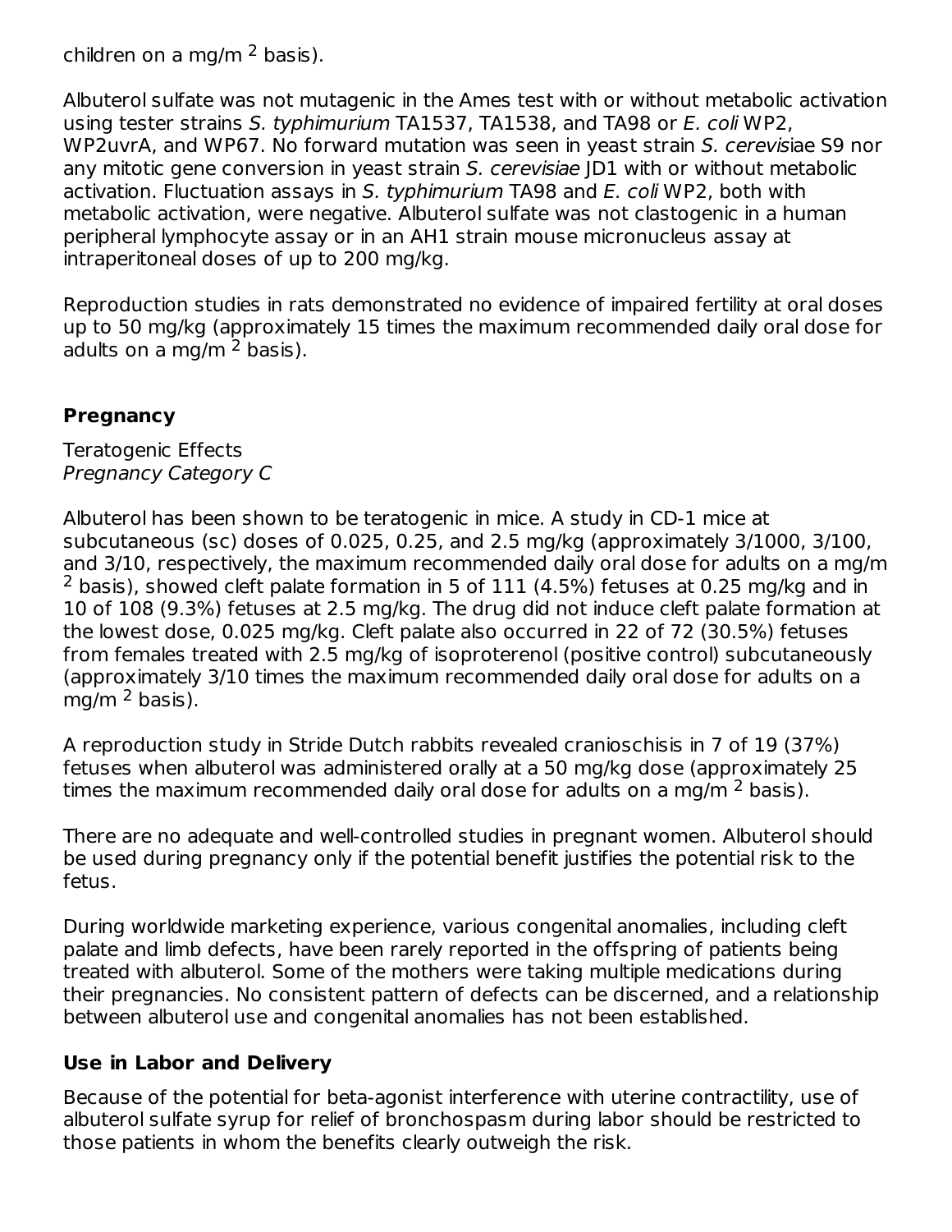children on a $mg/m^2$ basis).

Albuterol sulfate was not mutagenic in the Ames test with or without metabolic activation using tester strains *S. typhimurium* TA1537, TA1538, and TA98 or *E. coli* WP2, WP2uvrA, and WP67. No forward mutation was seen in yeast strain *S. cerevisiae* S9 nor any mitotic gene conversion in yeast strain *S. cerevisiae* JD1 with or without metabolic activation. Fluctuation assays in *S. typhimurium* TA98 and *E. coli* WP2, both with metabolic activation, were negative. Albuterol sulfate was not clastogenic in a human peripheral lymphocyte assay or in an AH1 strain mouse micronucleus assay at intraperitoneal doses of up to 200 mg/kg.

Reproduction studies in rats demonstrated no evidence of impaired fertility at oral doses up to 50 mg/kg (approximately 15 times the maximum recommended daily oral dose for adults on a $mg/m^2$ basis).

## Pregnancy

Teratogenic Effects
*Pregnancy Category C*

Albuterol has been shown to be teratogenic in mice. A study in CD-1 mice at subcutaneous (sc) doses of 0.025, 0.25, and 2.5 mg/kg (approximately 3/1000, 3/100, and 3/10, respectively, the maximum recommended daily oral dose for adults on a $mg/m^2$ basis), showed cleft palate formation in 5 of 111 (4.5%) fetuses at 0.25 mg/kg and in 10 of 108 (9.3%) fetuses at 2.5 mg/kg. The drug did not induce cleft palate formation at the lowest dose, 0.025 mg/kg. Cleft palate also occurred in 22 of 72 (30.5%) fetuses from females treated with 2.5 mg/kg of isoproterenol (positive control) subcutaneously (approximately 3/10 times the maximum recommended daily oral dose for adults on a $mg/m^2$ basis).

A reproduction study in Stride Dutch rabbits revealed cranioschisis in 7 of 19 (37%) fetuses when albuterol was administered orally at a 50 mg/kg dose (approximately 25 times the maximum recommended daily oral dose for adults on a $mg/m^2$ basis).

There are no adequate and well-controlled studies in pregnant women. Albuterol should be used during pregnancy only if the potential benefit justifies the potential risk to the fetus.

During worldwide marketing experience, various congenital anomalies, including cleft palate and limb defects, have been rarely reported in the offspring of patients being treated with albuterol. Some of the mothers were taking multiple medications during their pregnancies. No consistent pattern of defects can be discerned, and a relationship between albuterol use and congenital anomalies has not been established.

## Use in Labor and Delivery

Because of the potential for beta-agonist interference with uterine contractility, use of albuterol sulfate syrup for relief of bronchospasm during labor should be restricted to those patients in whom the benefits clearly outweigh the risk.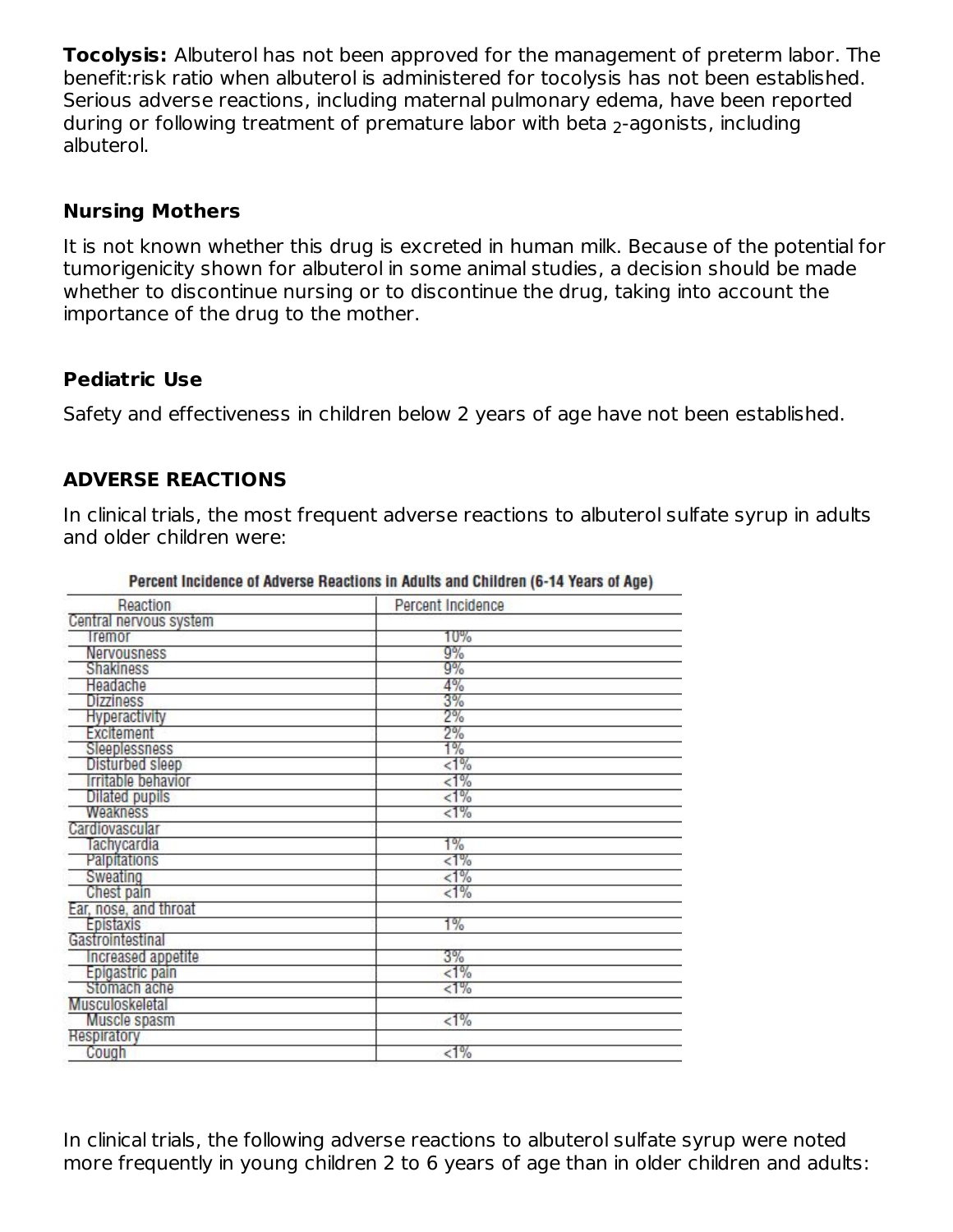**Tocolysis:** Albuterol has not been approved for the management of preterm labor. The benefit:risk ratio when albuterol is administered for tocolysis has not been established. Serious adverse reactions, including maternal pulmonary edema, have been reported during or following treatment of premature labor with beta $_2$-agonists, including albuterol.

### Nursing Mothers

It is not known whether this drug is excreted in human milk. Because of the potential for tumorigenicity shown for albuterol in some animal studies, a decision should be made whether to discontinue nursing or to discontinue the drug, taking into account the importance of the drug to the mother.

### Pediatric Use

Safety and effectiveness in children below 2 years of age have not been established.

## ADVERSE REACTIONS

In clinical trials, the most frequent adverse reactions to albuterol sulfate syrup in adults and older children were:

**Percent Incidence of Adverse Reactions in Adults and Children (6-14 Years of Age)**

| Reaction | Percent Incidence |
|---|---|
| Central nervous system | |
| Tremor | 10% |
| Nervousness | 9% |
| Shakiness | 9% |
| Headache | 4% |
| Dizziness | 3% |
| Hyperactivity | 2% |
| Excitement | 2% |
| Sleeplessness | 1% |
| Disturbed sleep | <1% |
| Irritable behavior | <1% |
| Dilated pupils | <1% |
| Weakness | <1% |
| Cardiovascular | |
| Tachycardia | 1% |
| Palpitations | <1% |
| Sweating | <1% |
| Chest pain | <1% |
| Ear, nose, and throat | |
| Epistaxis | 1% |
| Gastrointestinal | |
| Increased appetite | 3% |
| Epigastric pain | <1% |
| Stomach ache | <1% |
| Musculoskeletal | |
| Muscle spasm | <1% |
| Respiratory | |
| Cough | <1% |

In clinical trials, the following adverse reactions to albuterol sulfate syrup were noted more frequently in young children 2 to 6 years of age than in older children and adults: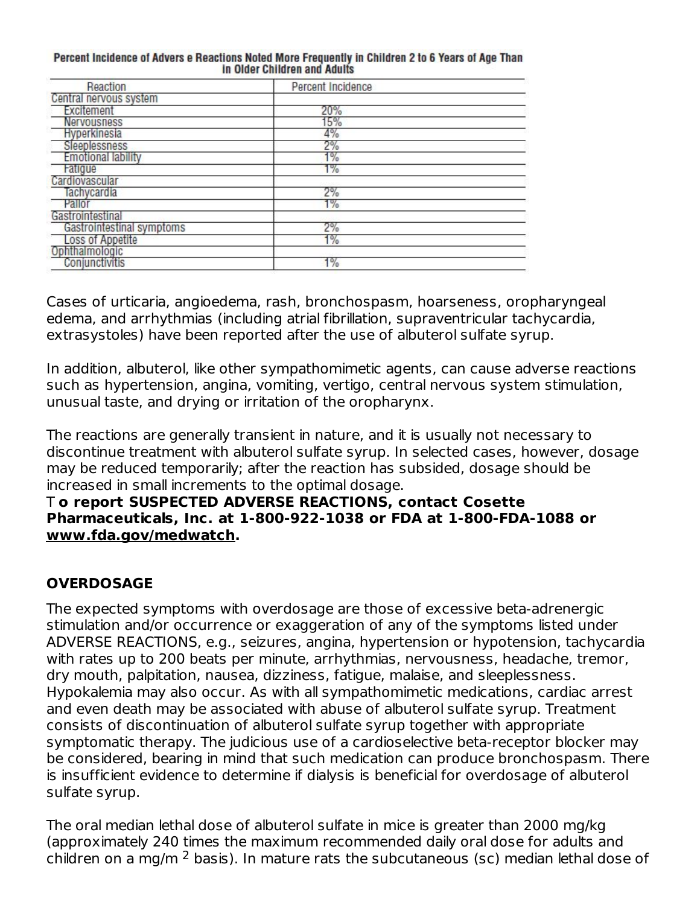**Percent Incidence of Advers e Reactions Noted More Frequently in Children 2 to 6 Years of Age Than in Older Children and Adults**

| Reaction | Percent Incidence |
| --- | --- |
| Central nervous system | |
| Excitement | 20% |
| Nervousness | 15% |
| Hyperkinesia | 4% |
| Sleeplessness | 2% |
| Emotional lability | 1% |
| Fatigue | 1% |
| Cardiovascular | |
| Tachycardia | 2% |
| Pallor | 1% |
| Gastrointestinal | |
| Gastrointestinal symptoms | 2% |
| Loss of Appetite | 1% |
| Ophthalmologic | |
| Conjunctivitis | 1% |

Cases of urticaria, angioedema, rash, bronchospasm, hoarseness, oropharyngeal edema, and arrhythmias (including atrial fibrillation, supraventricular tachycardia, extrasystoles) have been reported after the use of albuterol sulfate syrup.

In addition, albuterol, like other sympathomimetic agents, can cause adverse reactions such as hypertension, angina, vomiting, vertigo, central nervous system stimulation, unusual taste, and drying or irritation of the oropharynx.

The reactions are generally transient in nature, and it is usually not necessary to discontinue treatment with albuterol sulfate syrup. In selected cases, however, dosage may be reduced temporarily; after the reaction has subsided, dosage should be increased in small increments to the optimal dosage.

**To report SUSPECTED ADVERSE REACTIONS, contact Cosette Pharmaceuticals, Inc. at 1-800-922-1038 or FDA at 1-800-FDA-1088 or www.fda.gov/medwatch.**

## OVERDOSAGE

The expected symptoms with overdosage are those of excessive beta-adrenergic stimulation and/or occurrence or exaggeration of any of the symptoms listed under ADVERSE REACTIONS, e.g., seizures, angina, hypertension or hypotension, tachycardia with rates up to 200 beats per minute, arrhythmias, nervousness, headache, tremor, dry mouth, palpitation, nausea, dizziness, fatigue, malaise, and sleeplessness. Hypokalemia may also occur. As with all sympathomimetic medications, cardiac arrest and even death may be associated with abuse of albuterol sulfate syrup. Treatment consists of discontinuation of albuterol sulfate syrup together with appropriate symptomatic therapy. The judicious use of a cardioselective beta-receptor blocker may be considered, bearing in mind that such medication can produce bronchospasm. There is insufficient evidence to determine if dialysis is beneficial for overdosage of albuterol sulfate syrup.

The oral median lethal dose of albuterol sulfate in mice is greater than 2000 mg/kg (approximately 240 times the maximum recommended daily oral dose for adults and children on a mg/m$^2$ basis). In mature rats the subcutaneous (sc) median lethal dose of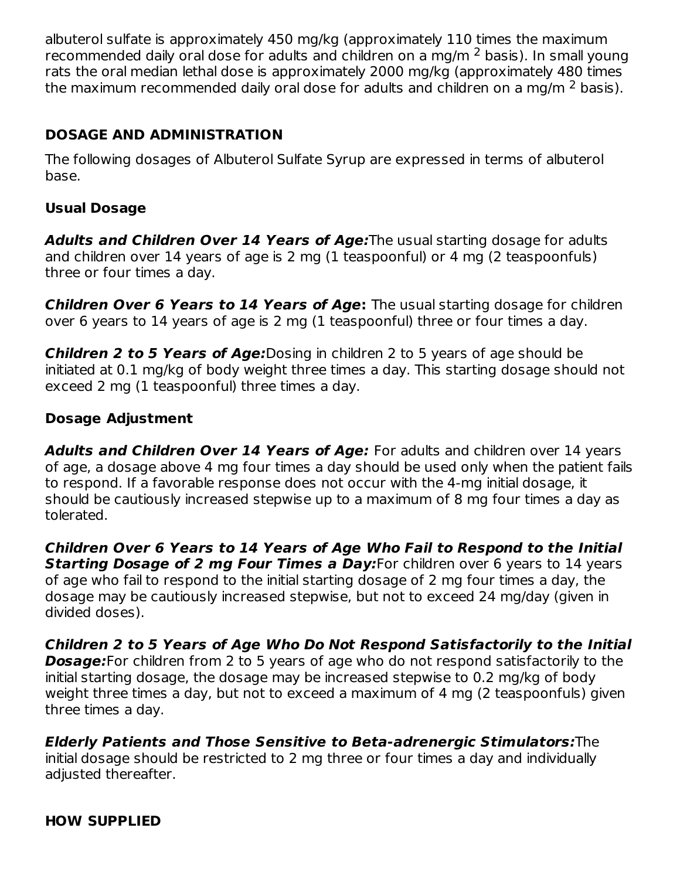albuterol sulfate is approximately 450 mg/kg (approximately 110 times the maximum recommended daily oral dose for adults and children on a mg/m $^2$ basis). In small young rats the oral median lethal dose is approximately 2000 mg/kg (approximately 480 times the maximum recommended daily oral dose for adults and children on a mg/m $^2$ basis).

## DOSAGE AND ADMINISTRATION

The following dosages of Albuterol Sulfate Syrup are expressed in terms of albuterol base.

### Usual Dosage

***Adults and Children Over 14 Years of Age:*** The usual starting dosage for adults and children over 14 years of age is 2 mg (1 teaspoonful) or 4 mg (2 teaspoonfuls) three or four times a day.

***Children Over 6 Years to 14 Years of Age*:** The usual starting dosage for children over 6 years to 14 years of age is 2 mg (1 teaspoonful) three or four times a day.

***Children 2 to 5 Years of Age:*** Dosing in children 2 to 5 years of age should be initiated at 0.1 mg/kg of body weight three times a day. This starting dosage should not exceed 2 mg (1 teaspoonful) three times a day.

### Dosage Adjustment

***Adults and Children Over 14 Years of Age:*** For adults and children over 14 years of age, a dosage above 4 mg four times a day should be used only when the patient fails to respond. If a favorable response does not occur with the 4-mg initial dosage, it should be cautiously increased stepwise up to a maximum of 8 mg four times a day as tolerated.

***Children Over 6 Years to 14 Years of Age Who Fail to Respond to the Initial Starting Dosage of 2 mg Four Times a Day:*** For children over 6 years to 14 years of age who fail to respond to the initial starting dosage of 2 mg four times a day, the dosage may be cautiously increased stepwise, but not to exceed 24 mg/day (given in divided doses).

***Children 2 to 5 Years of Age Who Do Not Respond Satisfactorily to the Initial Dosage:*** For children from 2 to 5 years of age who do not respond satisfactorily to the initial starting dosage, the dosage may be increased stepwise to 0.2 mg/kg of body weight three times a day, but not to exceed a maximum of 4 mg (2 teaspoonfuls) given three times a day.

***Elderly Patients and Those Sensitive to Beta-adrenergic Stimulators:*** The initial dosage should be restricted to 2 mg three or four times a day and individually adjusted thereafter.

## HOW SUPPLIED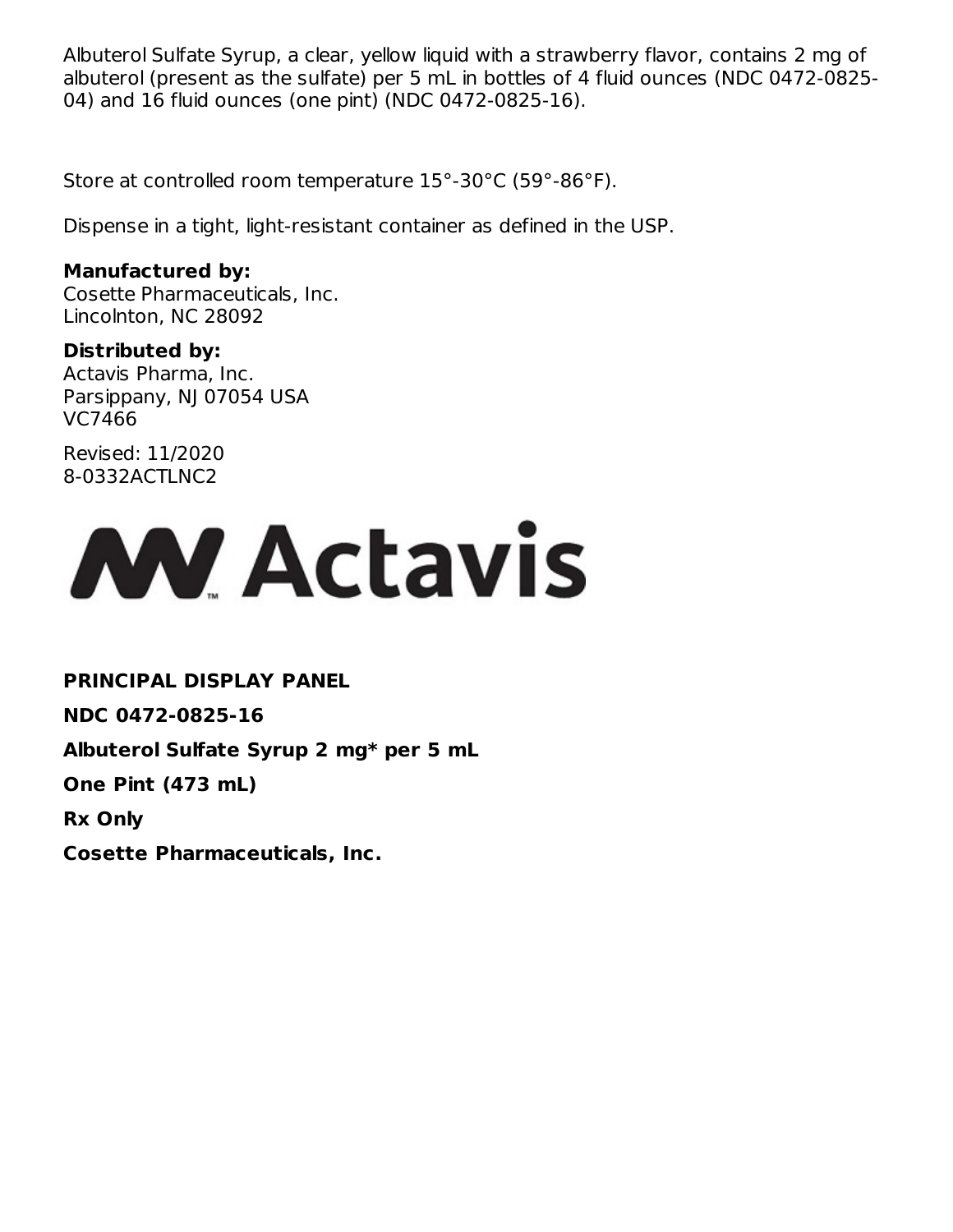Albuterol Sulfate Syrup, a clear, yellow liquid with a strawberry flavor, contains 2 mg of albuterol (present as the sulfate) per 5 mL in bottles of 4 fluid ounces (NDC 0472-0825-04) and 16 fluid ounces (one pint) (NDC 0472-0825-16).

Store at controlled room temperature 15°-30°C (59°-86°F).

Dispense in a tight, light-resistant container as defined in the USP.

**Manufactured by:**
Cosette Pharmaceuticals, Inc.
Lincolnton, NC 28092

**Distributed by:**
Actavis Pharma, Inc.
Parsippany, NJ 07054 USA
VC7466

Revised: 11/2020
8-0332ACTLNC2

Actavis

**PRINCIPAL DISPLAY PANEL**

**NDC 0472-0825-16**

**Albuterol Sulfate Syrup 2 mg* per 5 mL**

**One Pint (473 mL)**

**Rx Only**

**Cosette Pharmaceuticals, Inc.**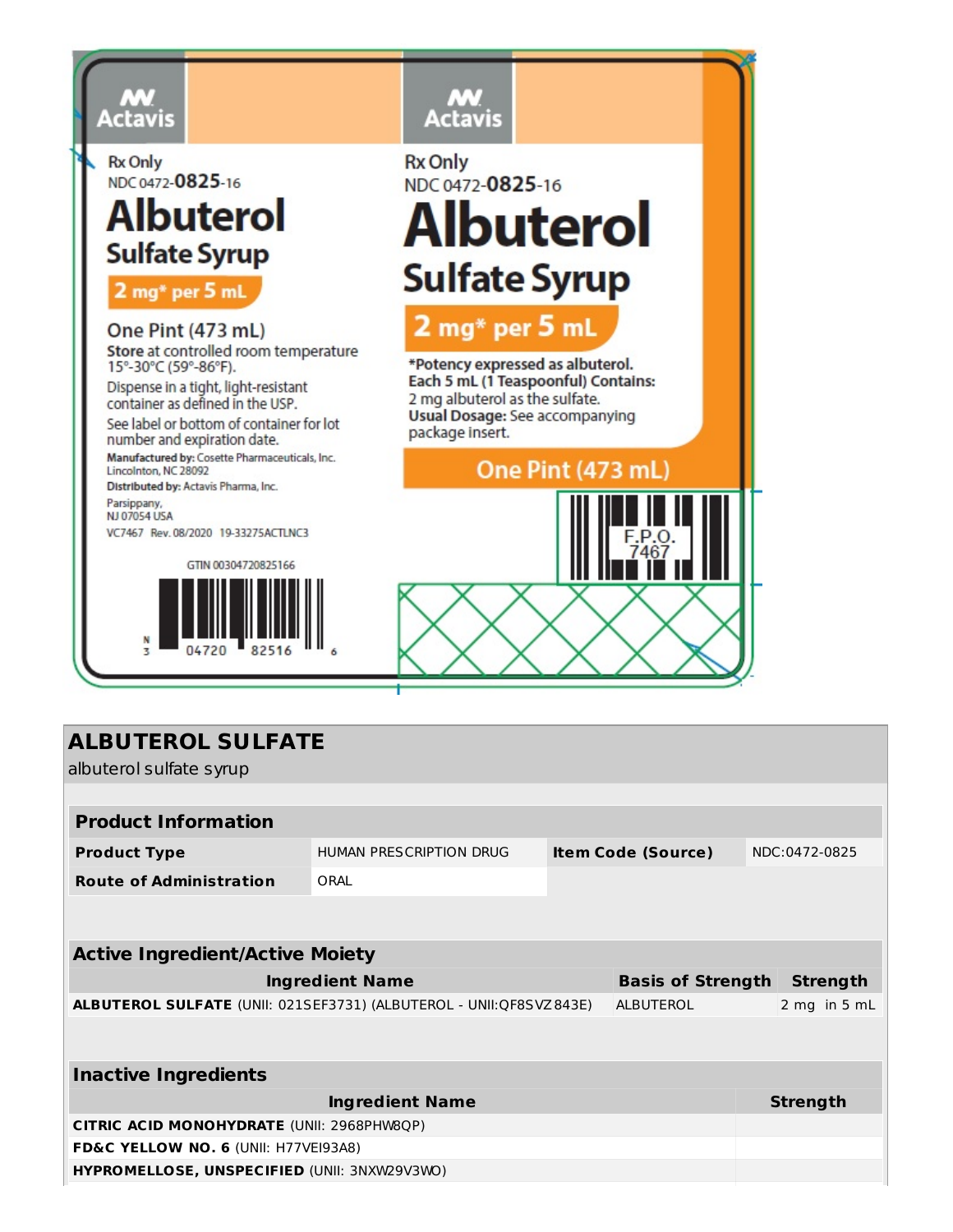Actavis

Rx Only

NDC 0472-**0825**-16

# Albuterol

## Sulfate Syrup

**2 mg* per 5 mL**

One Pint (473 mL)

**Store** at controlled room temperature 15°-30°C (59°-86°F).

Dispense in a tight, light-resistant container as defined in the USP.

See label or bottom of container for lot number and expiration date.

**Manufactured by:** Cosette Pharmaceuticals, Inc. Lincolnton, NC 28092

**Distributed by:** Actavis Pharma, Inc. Parsippany, NJ 07054 USA

VC7467 Rev. 08/2020 19-33275ACTLNC3

GTIN 00304720825166

N 3 04720 82516 6

Actavis

Rx Only

NDC 0472-**0825**-16

# Albuterol

## Sulfate Syrup

**2 mg* per 5 mL**

***Potency expressed as albuterol.**

**Each 5 mL (1 Teaspoonful) Contains:** 2 mg albuterol as the sulfate.

**Usual Dosage:** See accompanying package insert.

One Pint (473 mL)

F.P.O. 7467

## ALBUTEROL SULFATE

albuterol sulfate syrup

| **Product Information** | | | |
|---|---|---|---|
| **Product Type** | HUMAN PRESCRIPTION DRUG | **Item Code (Source)** | NDC:0472-0825 |
| **Route of Administration** | ORAL | | |

| **Active Ingredient/Active Moiety** | | |
|---|---|---|
| **Ingredient Name** | **Basis of Strength** | **Strength** |
| **ALBUTEROL SULFATE** (UNII: 021SEF3731) (ALBUTEROL - UNII:QF8SVZ843E) | ALBUTEROL | 2 mg in 5 mL |

| **Inactive Ingredients** | |
|---|---|
| **Ingredient Name** | **Strength** |
| **CITRIC ACID MONOHYDRATE** (UNII: 2968PHW8QP) | |
| **FD&C YELLOW NO. 6** (UNII: H77VEI93A8) | |
| **HYPROMELLOSE, UNSPECIFIED** (UNII: 3NXW29V3WO) | |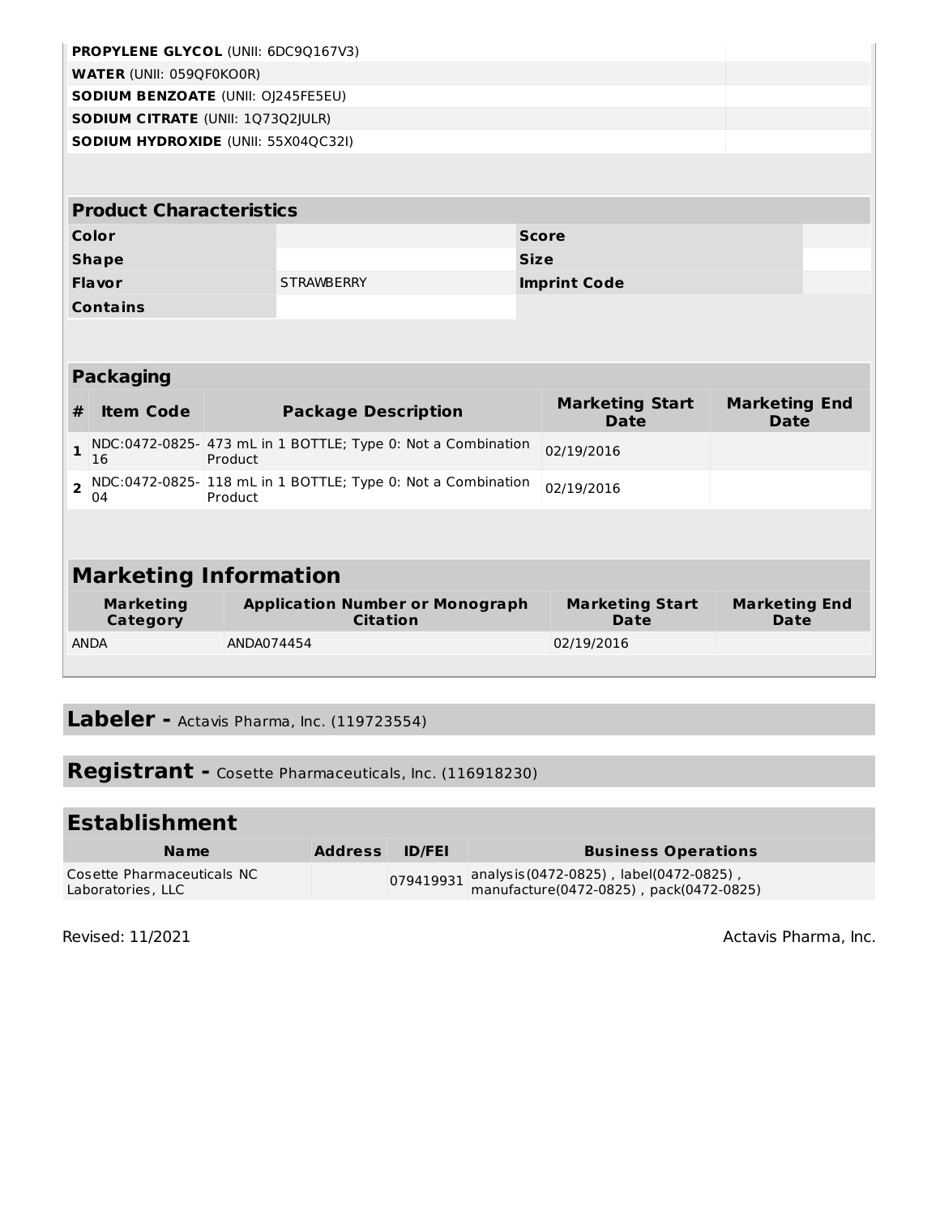| | |
|---|---|
| **PROPYLENE GLYCOL** (UNII: 6DC9Q167V3) | |
| **WATER** (UNII: 059QF0KO0R) | |
| **SODIUM BENZOATE** (UNII: OJ245FE5EU) | |
| **SODIUM CITRATE** (UNII: 1Q73Q2JULR) | |
| **SODIUM HYDROXIDE** (UNII: 55X04QC32I) | |

| **Product Characteristics** | | | |
|---|---|---|---|
| **Color** | | **Score** | |
| **Shape** | | **Size** | |
| **Flavor** | STRAWBERRY | **Imprint Code** | |
| **Contains** | | | |

**Packaging**

| # | Item Code | Package Description | Marketing Start Date | Marketing End Date |
|---|---|---|---|---|
| 1 | NDC:0472-0825-16 | 473 mL in 1 BOTTLE; Type 0: Not a Combination Product | 02/19/2016 | |
| 2 | NDC:0472-0825-04 | 118 mL in 1 BOTTLE; Type 0: Not a Combination Product | 02/19/2016 | |

**Marketing Information**

| Marketing Category | Application Number or Monograph Citation | Marketing Start Date | Marketing End Date |
|---|---|---|---|
| ANDA | ANDA074454 | 02/19/2016 | |

## Labeler - Actavis Pharma, Inc. (119723554)

## Registrant - Cosette Pharmaceuticals, Inc. (116918230)

## Establishment

| Name | Address | ID/FEI | Business Operations |
|---|---|---|---|
| Cosette Pharmaceuticals NC Laboratories, LLC | | 079419931 | analysis(0472-0825) , label(0472-0825) , manufacture(0472-0825) , pack(0472-0825) |

Revised: 11/2021

Actavis Pharma, Inc.